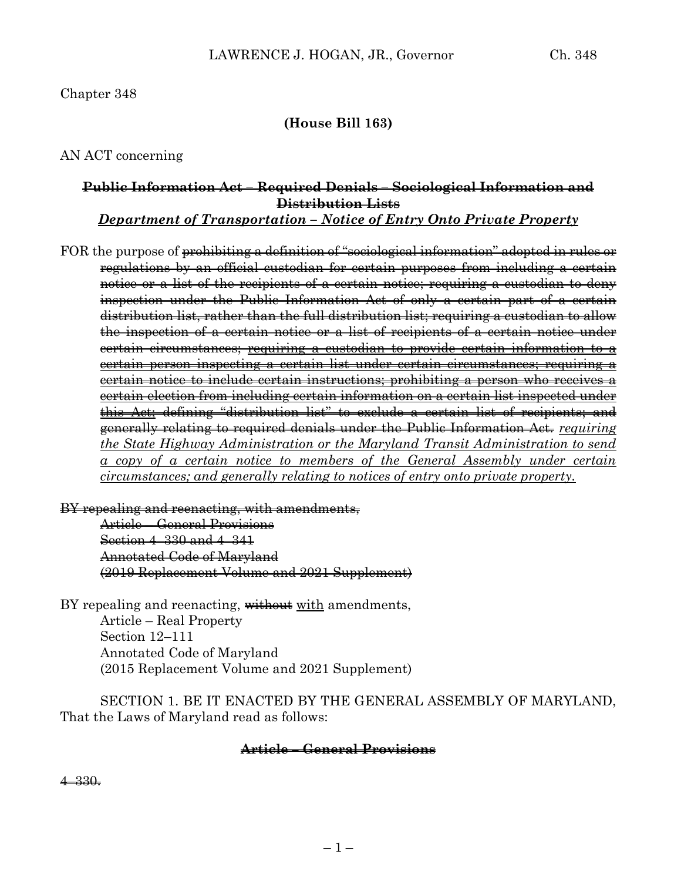Chapter 348

**(House Bill 163)**

AN ACT concerning

**~~Public Information Act – Required Denials – Sociological Information and Distribution Lists~~**
***Department of Transportation – Notice of Entry Onto Private Property***

FOR the purpose of ~~prohibiting a definition of "sociological information" adopted in rules or regulations by an official custodian for certain purposes from including a certain notice or a list of the recipients of a certain notice; requiring a custodian to deny inspection under the Public Information Act of only a certain part of a certain distribution list, rather than the full distribution list; requiring a custodian to allow the inspection of a certain notice or a list of recipients of a certain notice under certain circumstances; requiring a custodian to provide certain information to a certain person inspecting a certain list under certain circumstances; requiring a certain notice to include certain instructions; prohibiting a person who receives a certain election from including certain information on a certain list inspected under this Act; defining "distribution list" to exclude a certain list of recipients; and generally relating to required denials under the Public Information Act.~~ *requiring the State Highway Administration or the Maryland Transit Administration to send a copy of a certain notice to members of the General Assembly under certain circumstances; and generally relating to notices of entry onto private property.*

~~BY repealing and reenacting, with amendments,~~
~~Article – General Provisions~~
~~Section 4–330 and 4–341~~
~~Annotated Code of Maryland~~
~~(2019 Replacement Volume and 2021 Supplement)~~

BY repealing and reenacting, ~~without~~ with amendments,
Article – Real Property
Section 12–111
Annotated Code of Maryland
(2015 Replacement Volume and 2021 Supplement)

SECTION 1. BE IT ENACTED BY THE GENERAL ASSEMBLY OF MARYLAND, That the Laws of Maryland read as follows:

**~~Article – General Provisions~~**

~~4–330.~~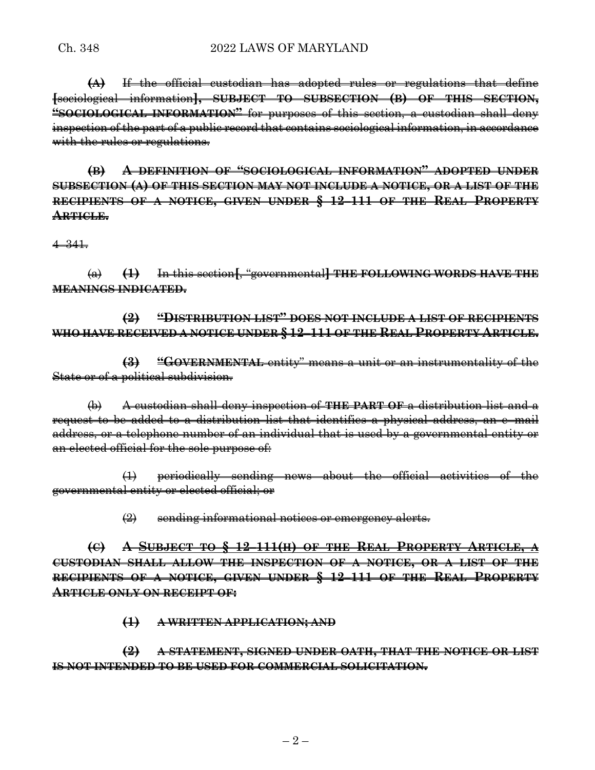**(A)** If the official custodian has adopted rules or regulations that define [sociological information]**, SUBJECT TO SUBSECTION (B) OF THIS SECTION, "SOCIOLOGICAL INFORMATION"** for purposes of this section, a custodian shall deny inspection of the part of a public record that contains sociological information, in accordance with the rules or regulations.

**(B) A DEFINITION OF "SOCIOLOGICAL INFORMATION" ADOPTED UNDER SUBSECTION (A) OF THIS SECTION MAY NOT INCLUDE A NOTICE, OR A LIST OF THE RECIPIENTS OF A NOTICE, GIVEN UNDER § 12–111 OF THE REAL PROPERTY ARTICLE.**

4–341.

(a) **(1)** In this section[, "governmental] **THE FOLLOWING WORDS HAVE THE MEANINGS INDICATED.**

**(2) "DISTRIBUTION LIST" DOES NOT INCLUDE A LIST OF RECIPIENTS WHO HAVE RECEIVED A NOTICE UNDER § 12–111 OF THE REAL PROPERTY ARTICLE.**

**(3) "GOVERNMENTAL** entity" means a unit or an instrumentality of the State or of a political subdivision.

(b) A custodian shall deny inspection of **THE PART OF** a distribution list and a request to be added to a distribution list that identifies a physical address, an e–mail address, or a telephone number of an individual that is used by a governmental entity or an elected official for the sole purpose of:

(1) periodically sending news about the official activities of the governmental entity or elected official; or

(2) sending informational notices or emergency alerts.

**(C) A SUBJECT TO § 12–111(H) OF THE REAL PROPERTY ARTICLE, A CUSTODIAN SHALL ALLOW THE INSPECTION OF A NOTICE, OR A LIST OF THE RECIPIENTS OF A NOTICE, GIVEN UNDER § 12–111 OF THE REAL PROPERTY ARTICLE ONLY ON RECEIPT OF:**

**(1) A WRITTEN APPLICATION; AND**

**(2) A STATEMENT, SIGNED UNDER OATH, THAT THE NOTICE OR LIST IS NOT INTENDED TO BE USED FOR COMMERCIAL SOLICITATION.**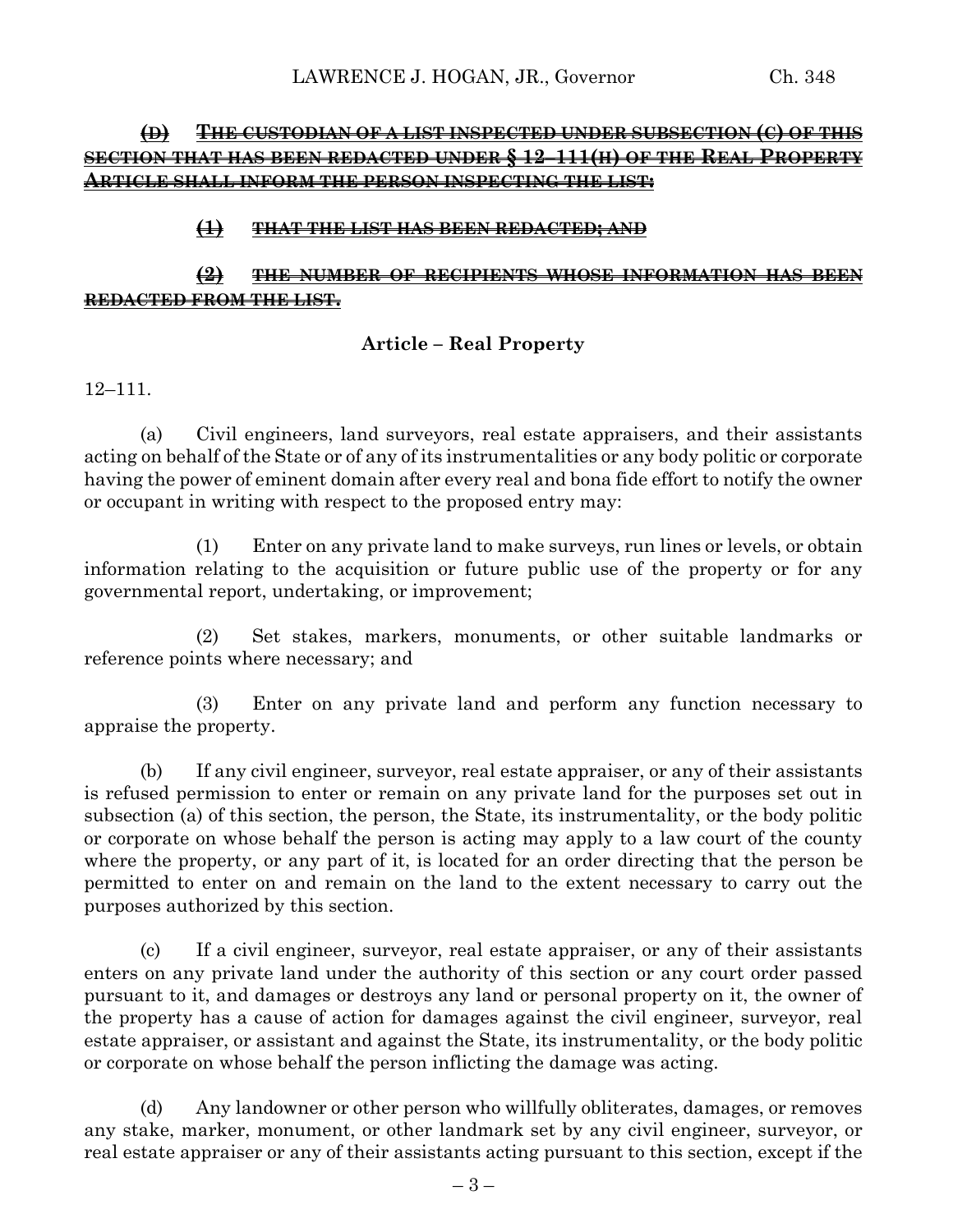~~**(D)** **THE CUSTODIAN OF A LIST INSPECTED UNDER SUBSECTION (C) OF THIS SECTION THAT HAS BEEN REDACTED UNDER § 12–111(H) OF THE REAL PROPERTY ARTICLE SHALL INFORM THE PERSON INSPECTING THE LIST:**~~

~~**(1)** **THAT THE LIST HAS BEEN REDACTED; AND**~~

~~**(2)** **THE NUMBER OF RECIPIENTS WHOSE INFORMATION HAS BEEN REDACTED FROM THE LIST.**~~

**Article – Real Property**

12–111.

(a) Civil engineers, land surveyors, real estate appraisers, and their assistants acting on behalf of the State or of any of its instrumentalities or any body politic or corporate having the power of eminent domain after every real and bona fide effort to notify the owner or occupant in writing with respect to the proposed entry may:

(1) Enter on any private land to make surveys, run lines or levels, or obtain information relating to the acquisition or future public use of the property or for any governmental report, undertaking, or improvement;

(2) Set stakes, markers, monuments, or other suitable landmarks or reference points where necessary; and

(3) Enter on any private land and perform any function necessary to appraise the property.

(b) If any civil engineer, surveyor, real estate appraiser, or any of their assistants is refused permission to enter or remain on any private land for the purposes set out in subsection (a) of this section, the person, the State, its instrumentality, or the body politic or corporate on whose behalf the person is acting may apply to a law court of the county where the property, or any part of it, is located for an order directing that the person be permitted to enter on and remain on the land to the extent necessary to carry out the purposes authorized by this section.

(c) If a civil engineer, surveyor, real estate appraiser, or any of their assistants enters on any private land under the authority of this section or any court order passed pursuant to it, and damages or destroys any land or personal property on it, the owner of the property has a cause of action for damages against the civil engineer, surveyor, real estate appraiser, or assistant and against the State, its instrumentality, or the body politic or corporate on whose behalf the person inflicting the damage was acting.

(d) Any landowner or other person who willfully obliterates, damages, or removes any stake, marker, monument, or other landmark set by any civil engineer, surveyor, or real estate appraiser or any of their assistants acting pursuant to this section, except if the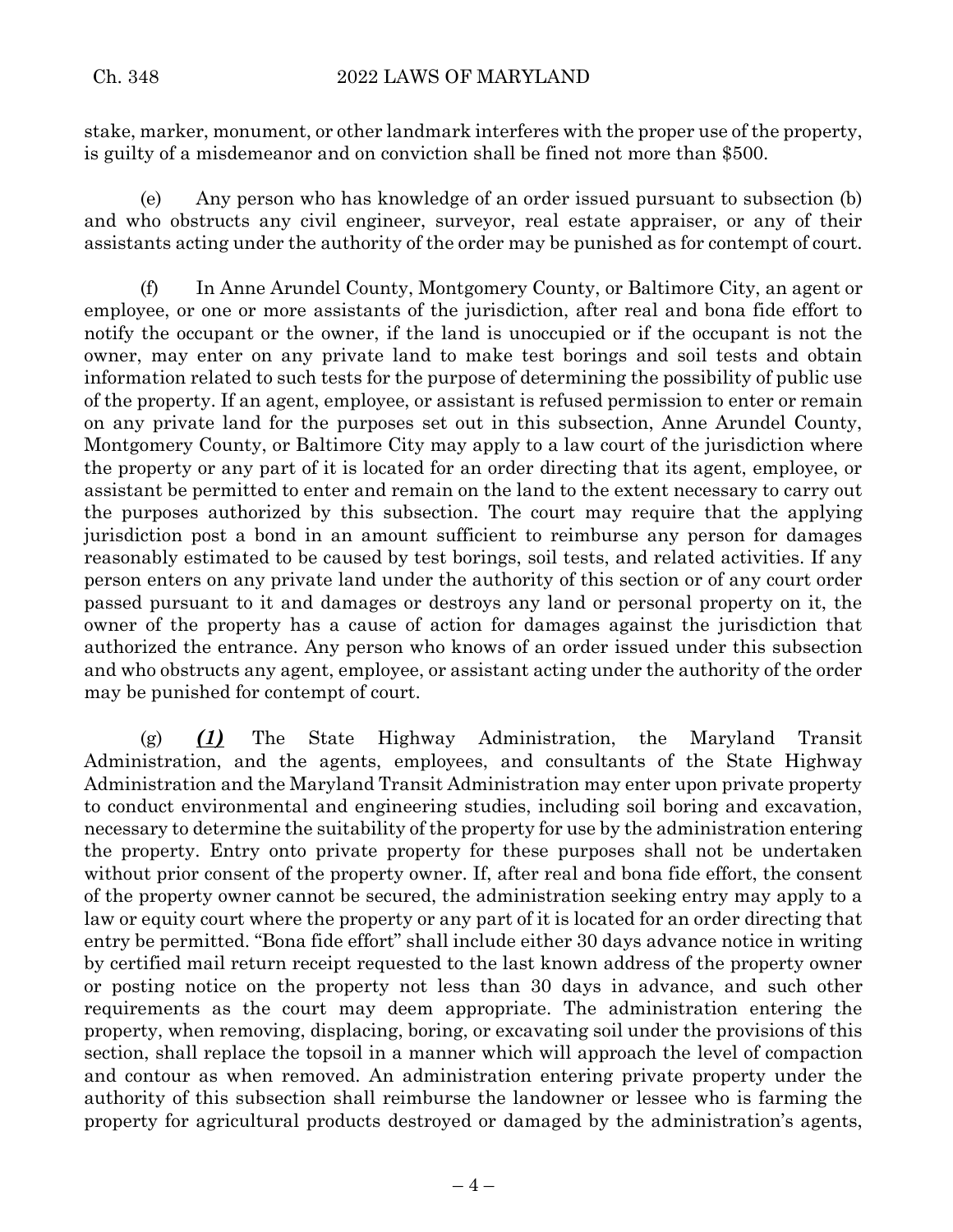stake, marker, monument, or other landmark interferes with the proper use of the property, is guilty of a misdemeanor and on conviction shall be fined not more than $500.

(e) Any person who has knowledge of an order issued pursuant to subsection (b) and who obstructs any civil engineer, surveyor, real estate appraiser, or any of their assistants acting under the authority of the order may be punished as for contempt of court.

(f) In Anne Arundel County, Montgomery County, or Baltimore City, an agent or employee, or one or more assistants of the jurisdiction, after real and bona fide effort to notify the occupant or the owner, if the land is unoccupied or if the occupant is not the owner, may enter on any private land to make test borings and soil tests and obtain information related to such tests for the purpose of determining the possibility of public use of the property. If an agent, employee, or assistant is refused permission to enter or remain on any private land for the purposes set out in this subsection, Anne Arundel County, Montgomery County, or Baltimore City may apply to a law court of the jurisdiction where the property or any part of it is located for an order directing that its agent, employee, or assistant be permitted to enter and remain on the land to the extent necessary to carry out the purposes authorized by this subsection. The court may require that the applying jurisdiction post a bond in an amount sufficient to reimburse any person for damages reasonably estimated to be caused by test borings, soil tests, and related activities. If any person enters on any private land under the authority of this section or of any court order passed pursuant to it and damages or destroys any land or personal property on it, the owner of the property has a cause of action for damages against the jurisdiction that authorized the entrance. Any person who knows of an order issued under this subsection and who obstructs any agent, employee, or assistant acting under the authority of the order may be punished for contempt of court.

(g) ***(1)*** The State Highway Administration, the Maryland Transit Administration, and the agents, employees, and consultants of the State Highway Administration and the Maryland Transit Administration may enter upon private property to conduct environmental and engineering studies, including soil boring and excavation, necessary to determine the suitability of the property for use by the administration entering the property. Entry onto private property for these purposes shall not be undertaken without prior consent of the property owner. If, after real and bona fide effort, the consent of the property owner cannot be secured, the administration seeking entry may apply to a law or equity court where the property or any part of it is located for an order directing that entry be permitted. "Bona fide effort" shall include either 30 days advance notice in writing by certified mail return receipt requested to the last known address of the property owner or posting notice on the property not less than 30 days in advance, and such other requirements as the court may deem appropriate. The administration entering the property, when removing, displacing, boring, or excavating soil under the provisions of this section, shall replace the topsoil in a manner which will approach the level of compaction and contour as when removed. An administration entering private property under the authority of this subsection shall reimburse the landowner or lessee who is farming the property for agricultural products destroyed or damaged by the administration's agents,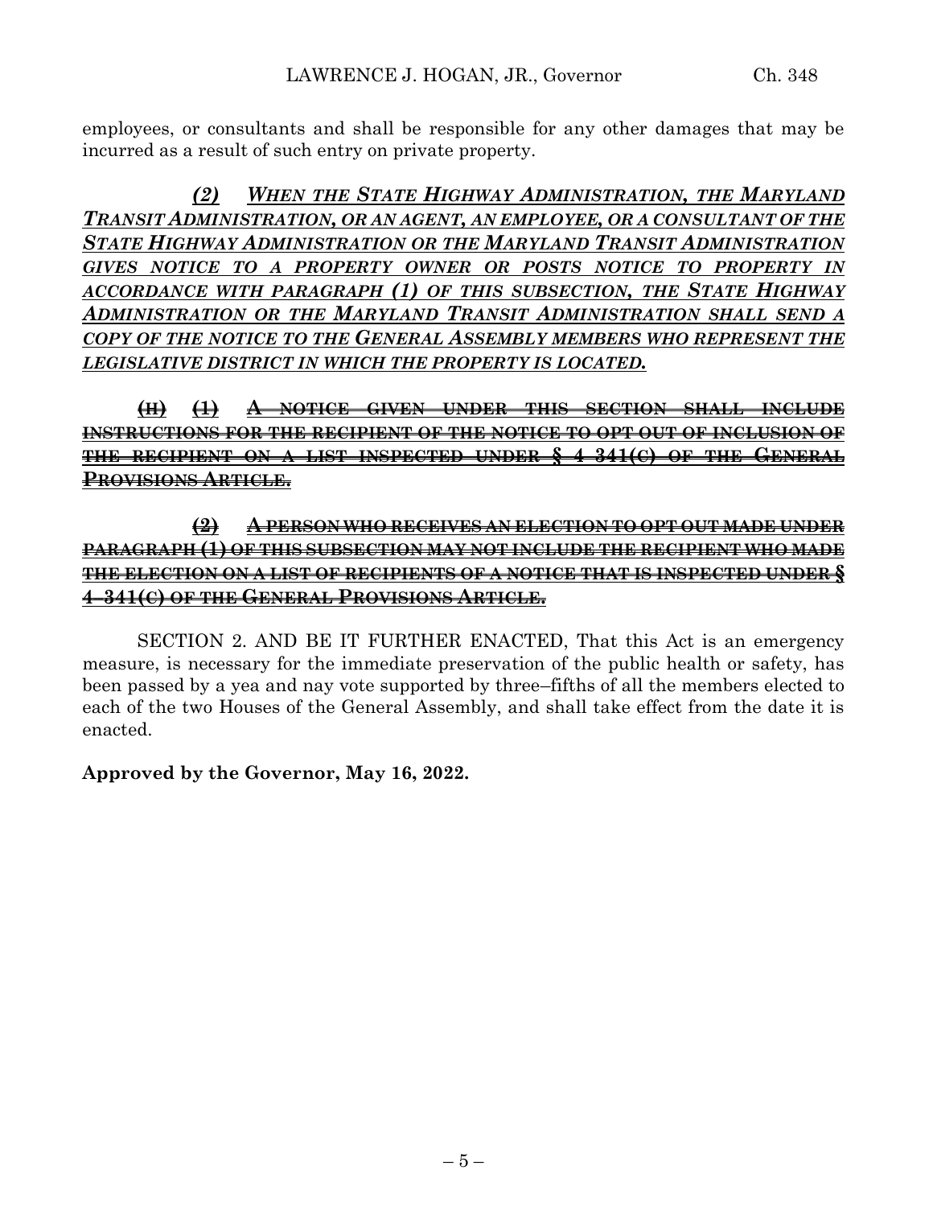employees, or consultants and shall be responsible for any other damages that may be incurred as a result of such entry on private property.

*(2) WHEN THE STATE HIGHWAY ADMINISTRATION, THE MARYLAND TRANSIT ADMINISTRATION, OR AN AGENT, AN EMPLOYEE, OR A CONSULTANT OF THE STATE HIGHWAY ADMINISTRATION OR THE MARYLAND TRANSIT ADMINISTRATION GIVES NOTICE TO A PROPERTY OWNER OR POSTS NOTICE TO PROPERTY IN ACCORDANCE WITH PARAGRAPH (1) OF THIS SUBSECTION, THE STATE HIGHWAY ADMINISTRATION OR THE MARYLAND TRANSIT ADMINISTRATION SHALL SEND A COPY OF THE NOTICE TO THE GENERAL ASSEMBLY MEMBERS WHO REPRESENT THE LEGISLATIVE DISTRICT IN WHICH THE PROPERTY IS LOCATED.*

~~**(H) (1) A NOTICE GIVEN UNDER THIS SECTION SHALL INCLUDE INSTRUCTIONS FOR THE RECIPIENT OF THE NOTICE TO OPT OUT OF INCLUSION OF THE RECIPIENT ON A LIST INSPECTED UNDER § 4–341(C) OF THE GENERAL PROVISIONS ARTICLE.**~~

~~**(2) A PERSON WHO RECEIVES AN ELECTION TO OPT OUT MADE UNDER PARAGRAPH (1) OF THIS SUBSECTION MAY NOT INCLUDE THE RECIPIENT WHO MADE THE ELECTION ON A LIST OF RECIPIENTS OF A NOTICE THAT IS INSPECTED UNDER § 4–341(C) OF THE GENERAL PROVISIONS ARTICLE.**~~

SECTION 2. AND BE IT FURTHER ENACTED, That this Act is an emergency measure, is necessary for the immediate preservation of the public health or safety, has been passed by a yea and nay vote supported by three–fifths of all the members elected to each of the two Houses of the General Assembly, and shall take effect from the date it is enacted.

**Approved by the Governor, May 16, 2022.**